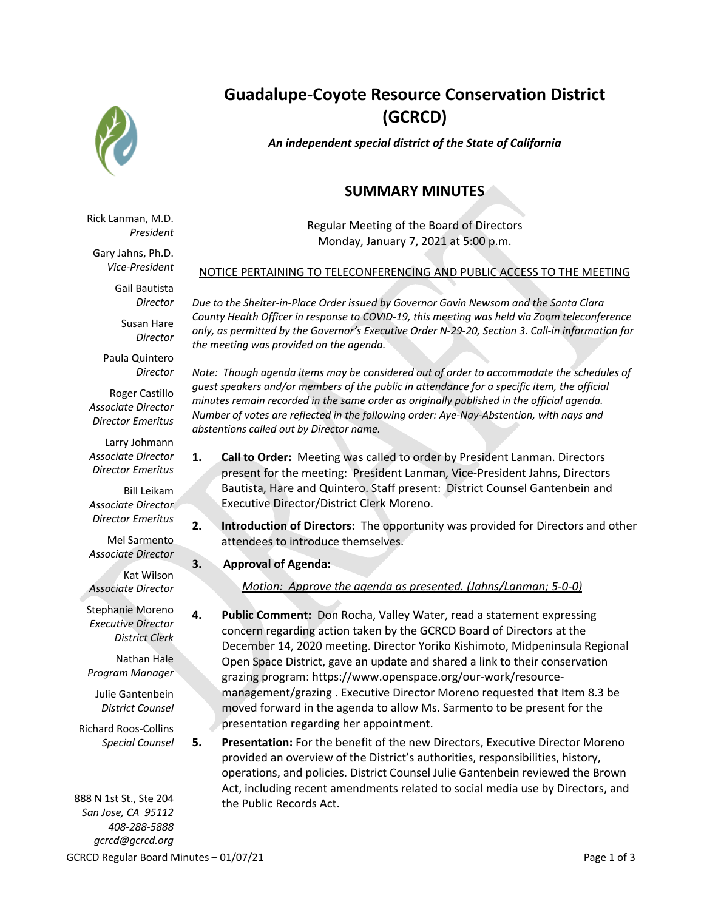# Guadalupe-Coyote Resource Conservation District (GCRCD)

***An independent special district of the State of California***

Rick Lanman, M.D.
*President*

Gary Jahns, Ph.D.
*Vice-President*

Gail Bautista
*Director*

Susan Hare
*Director*

Paula Quintero
*Director*

Roger Castillo
*Associate Director*
*Director Emeritus*

Larry Johmann
*Associate Director*
*Director Emeritus*

Bill Leikam
*Associate Director*
*Director Emeritus*

Mel Sarmento
*Associate Director*

Kat Wilson
*Associate Director*

Stephanie Moreno
*Executive Director*
*District Clerk*

Nathan Hale
*Program Manager*

Julie Gantenbein
*District Counsel*

Richard Roos-Collins
*Special Counsel*

888 N 1st St., Ste 204
*San Jose, CA 95112*
*408-288-5888*
*gcrcd@gcrcd.org*

## SUMMARY MINUTES

Regular Meeting of the Board of Directors
Monday, January 7, 2021 at 5:00 p.m.

NOTICE PERTAINING TO TELECONFERENCING AND PUBLIC ACCESS TO THE MEETING

*Due to the Shelter-in-Place Order issued by Governor Gavin Newsom and the Santa Clara County Health Officer in response to COVID-19, this meeting was held via Zoom teleconference only, as permitted by the Governor's Executive Order N-29-20, Section 3. Call-in information for the meeting was provided on the agenda.*

*Note: Though agenda items may be considered out of order to accommodate the schedules of guest speakers and/or members of the public in attendance for a specific item, the official minutes remain recorded in the same order as originally published in the official agenda. Number of votes are reflected in the following order: Aye-Nay-Abstention, with nays and abstentions called out by Director name.*

1. **Call to Order:** Meeting was called to order by President Lanman. Directors present for the meeting: President Lanman, Vice-President Jahns, Directors Bautista, Hare and Quintero. Staff present: District Counsel Gantenbein and Executive Director/District Clerk Moreno.

2. **Introduction of Directors:** The opportunity was provided for Directors and other attendees to introduce themselves.

3. **Approval of Agenda:**

   *Motion: Approve the agenda as presented. (Jahns/Lanman; 5-0-0)*

4. **Public Comment:** Don Rocha, Valley Water, read a statement expressing concern regarding action taken by the GCRCD Board of Directors at the December 14, 2020 meeting. Director Yoriko Kishimoto, Midpeninsula Regional Open Space District, gave an update and shared a link to their conservation grazing program: https://www.openspace.org/our-work/resource-management/grazing . Executive Director Moreno requested that Item 8.3 be moved forward in the agenda to allow Ms. Sarmento to be present for the presentation regarding her appointment.

5. **Presentation:** For the benefit of the new Directors, Executive Director Moreno provided an overview of the District's authorities, responsibilities, history, operations, and policies. District Counsel Julie Gantenbein reviewed the Brown Act, including recent amendments related to social media use by Directors, and the Public Records Act.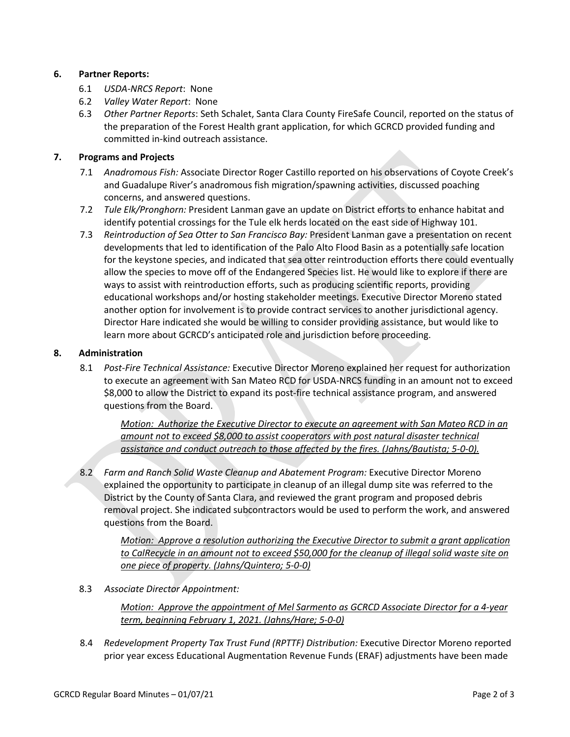**6. Partner Reports:**

6.1 *USDA-NRCS Report*: None

6.2 *Valley Water Report*: None

6.3 *Other Partner Reports*: Seth Schalet, Santa Clara County FireSafe Council, reported on the status of the preparation of the Forest Health grant application, for which GCRCD provided funding and committed in-kind outreach assistance.

**7. Programs and Projects**

7.1 *Anadromous Fish:* Associate Director Roger Castillo reported on his observations of Coyote Creek's and Guadalupe River's anadromous fish migration/spawning activities, discussed poaching concerns, and answered questions.

7.2 *Tule Elk/Pronghorn:* President Lanman gave an update on District efforts to enhance habitat and identify potential crossings for the Tule elk herds located on the east side of Highway 101.

7.3 *Reintroduction of Sea Otter to San Francisco Bay:* President Lanman gave a presentation on recent developments that led to identification of the Palo Alto Flood Basin as a potentially safe location for the keystone species, and indicated that sea otter reintroduction efforts there could eventually allow the species to move off of the Endangered Species list. He would like to explore if there are ways to assist with reintroduction efforts, such as producing scientific reports, providing educational workshops and/or hosting stakeholder meetings. Executive Director Moreno stated another option for involvement is to provide contract services to another jurisdictional agency. Director Hare indicated she would be willing to consider providing assistance, but would like to learn more about GCRCD's anticipated role and jurisdiction before proceeding.

**8. Administration**

8.1 *Post-Fire Technical Assistance:* Executive Director Moreno explained her request for authorization to execute an agreement with San Mateo RCD for USDA-NRCS funding in an amount not to exceed $8,000 to allow the District to expand its post-fire technical assistance program, and answered questions from the Board.

> *Motion: Authorize the Executive Director to execute an agreement with San Mateo RCD in an amount not to exceed $8,000 to assist cooperators with post natural disaster technical assistance and conduct outreach to those affected by the fires. (Jahns/Bautista; 5-0-0).*

8.2 *Farm and Ranch Solid Waste Cleanup and Abatement Program:* Executive Director Moreno explained the opportunity to participate in cleanup of an illegal dump site was referred to the District by the County of Santa Clara, and reviewed the grant program and proposed debris removal project. She indicated subcontractors would be used to perform the work, and answered questions from the Board.

> *Motion: Approve a resolution authorizing the Executive Director to submit a grant application to CalRecycle in an amount not to exceed $50,000 for the cleanup of illegal solid waste site on one piece of property. (Jahns/Quintero; 5-0-0)*

8.3 *Associate Director Appointment:*

> *Motion: Approve the appointment of Mel Sarmento as GCRCD Associate Director for a 4-year term, beginning February 1, 2021. (Jahns/Hare; 5-0-0)*

8.4 *Redevelopment Property Tax Trust Fund (RPTTF) Distribution:* Executive Director Moreno reported prior year excess Educational Augmentation Revenue Funds (ERAF) adjustments have been made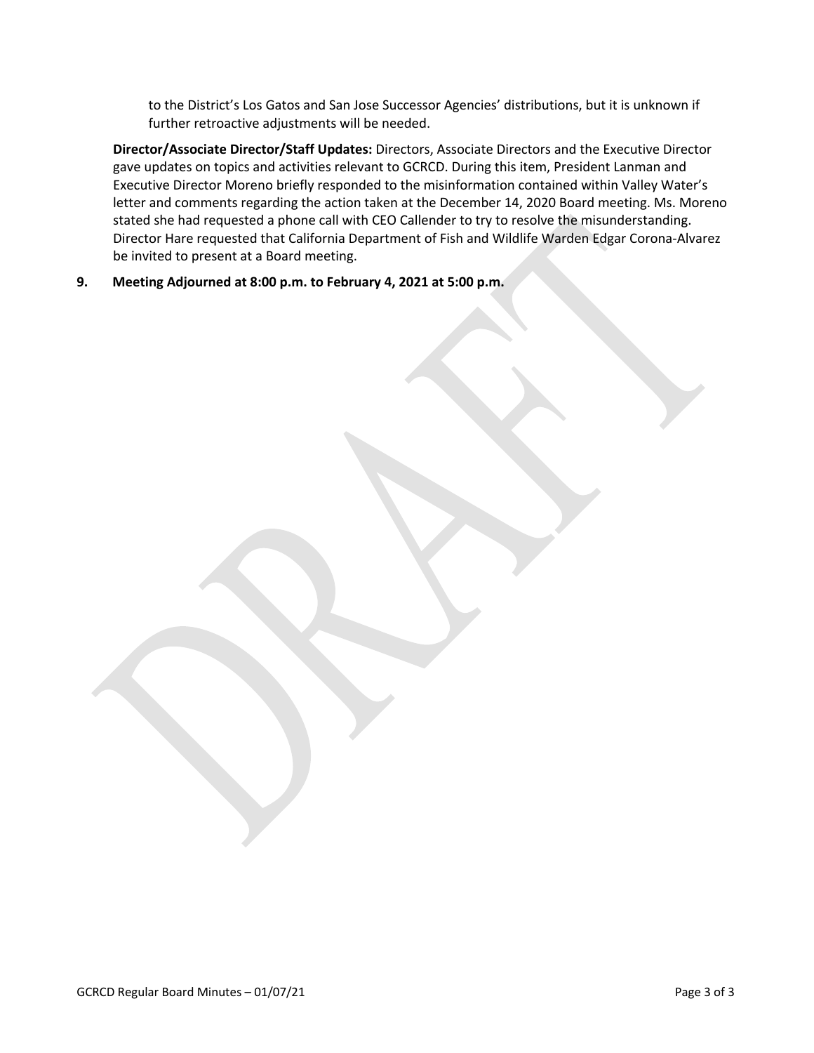to the District's Los Gatos and San Jose Successor Agencies' distributions, but it is unknown if further retroactive adjustments will be needed.

**Director/Associate Director/Staff Updates:** Directors, Associate Directors and the Executive Director gave updates on topics and activities relevant to GCRCD. During this item, President Lanman and Executive Director Moreno briefly responded to the misinformation contained within Valley Water's letter and comments regarding the action taken at the December 14, 2020 Board meeting. Ms. Moreno stated she had requested a phone call with CEO Callender to try to resolve the misunderstanding. Director Hare requested that California Department of Fish and Wildlife Warden Edgar Corona-Alvarez be invited to present at a Board meeting.

**9. Meeting Adjourned at 8:00 p.m. to February 4, 2021 at 5:00 p.m.**